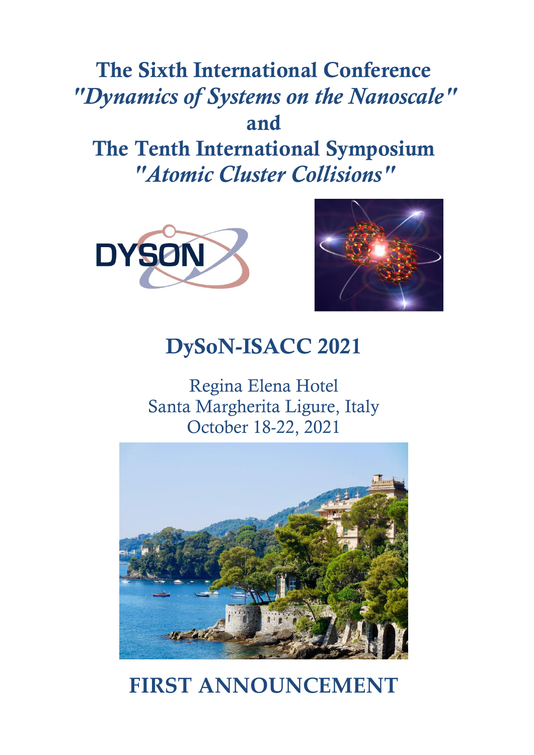# The Sixth International Conference
## *"Dynamics of Systems on the Nanoscale"*
## and
# The Tenth International Symposium
## *"Atomic Cluster Collisions"*

# DySoN-ISACC 2021

Regina Elena Hotel
Santa Margherita Ligure, Italy
October 18-22, 2021

# FIRST ANNOUNCEMENT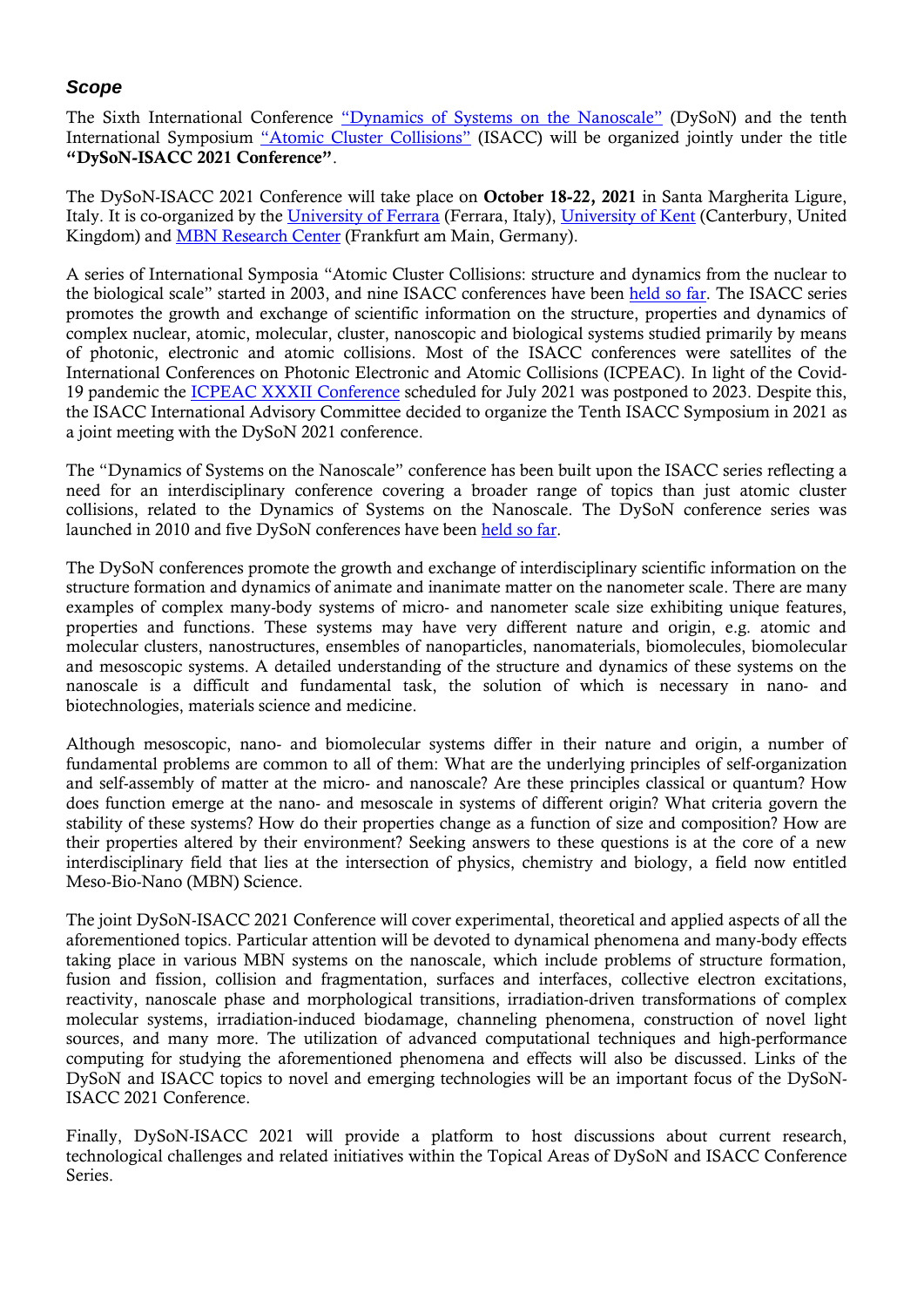### *Scope*

The Sixth International Conference "Dynamics of Systems on the Nanoscale" (DySoN) and the tenth International Symposium "Atomic Cluster Collisions" (ISACC) will be organized jointly under the title **"DySoN-ISACC 2021 Conference"**.

The DySoN-ISACC 2021 Conference will take place on **October 18-22, 2021** in Santa Margherita Ligure, Italy. It is co-organized by the University of Ferrara (Ferrara, Italy), University of Kent (Canterbury, United Kingdom) and MBN Research Center (Frankfurt am Main, Germany).

A series of International Symposia "Atomic Cluster Collisions: structure and dynamics from the nuclear to the biological scale" started in 2003, and nine ISACC conferences have been held so far. The ISACC series promotes the growth and exchange of scientific information on the structure, properties and dynamics of complex nuclear, atomic, molecular, cluster, nanoscopic and biological systems studied primarily by means of photonic, electronic and atomic collisions. Most of the ISACC conferences were satellites of the International Conferences on Photonic Electronic and Atomic Collisions (ICPEAC). In light of the Covid-19 pandemic the ICPEAC XXXII Conference scheduled for July 2021 was postponed to 2023. Despite this, the ISACC International Advisory Committee decided to organize the Tenth ISACC Symposium in 2021 as a joint meeting with the DySoN 2021 conference.

The "Dynamics of Systems on the Nanoscale" conference has been built upon the ISACC series reflecting a need for an interdisciplinary conference covering a broader range of topics than just atomic cluster collisions, related to the Dynamics of Systems on the Nanoscale. The DySoN conference series was launched in 2010 and five DySoN conferences have been held so far.

The DySoN conferences promote the growth and exchange of interdisciplinary scientific information on the structure formation and dynamics of animate and inanimate matter on the nanometer scale. There are many examples of complex many-body systems of micro- and nanometer scale size exhibiting unique features, properties and functions. These systems may have very different nature and origin, e.g. atomic and molecular clusters, nanostructures, ensembles of nanoparticles, nanomaterials, biomolecules, biomolecular and mesoscopic systems. A detailed understanding of the structure and dynamics of these systems on the nanoscale is a difficult and fundamental task, the solution of which is necessary in nano- and biotechnologies, materials science and medicine.

Although mesoscopic, nano- and biomolecular systems differ in their nature and origin, a number of fundamental problems are common to all of them: What are the underlying principles of self-organization and self-assembly of matter at the micro- and nanoscale? Are these principles classical or quantum? How does function emerge at the nano- and mesoscale in systems of different origin? What criteria govern the stability of these systems? How do their properties change as a function of size and composition? How are their properties altered by their environment? Seeking answers to these questions is at the core of a new interdisciplinary field that lies at the intersection of physics, chemistry and biology, a field now entitled Meso-Bio-Nano (MBN) Science.

The joint DySoN-ISACC 2021 Conference will cover experimental, theoretical and applied aspects of all the aforementioned topics. Particular attention will be devoted to dynamical phenomena and many-body effects taking place in various MBN systems on the nanoscale, which include problems of structure formation, fusion and fission, collision and fragmentation, surfaces and interfaces, collective electron excitations, reactivity, nanoscale phase and morphological transitions, irradiation-driven transformations of complex molecular systems, irradiation-induced biodamage, channeling phenomena, construction of novel light sources, and many more. The utilization of advanced computational techniques and high-performance computing for studying the aforementioned phenomena and effects will also be discussed. Links of the DySoN and ISACC topics to novel and emerging technologies will be an important focus of the DySoN-ISACC 2021 Conference.

Finally, DySoN-ISACC 2021 will provide a platform to host discussions about current research, technological challenges and related initiatives within the Topical Areas of DySoN and ISACC Conference Series.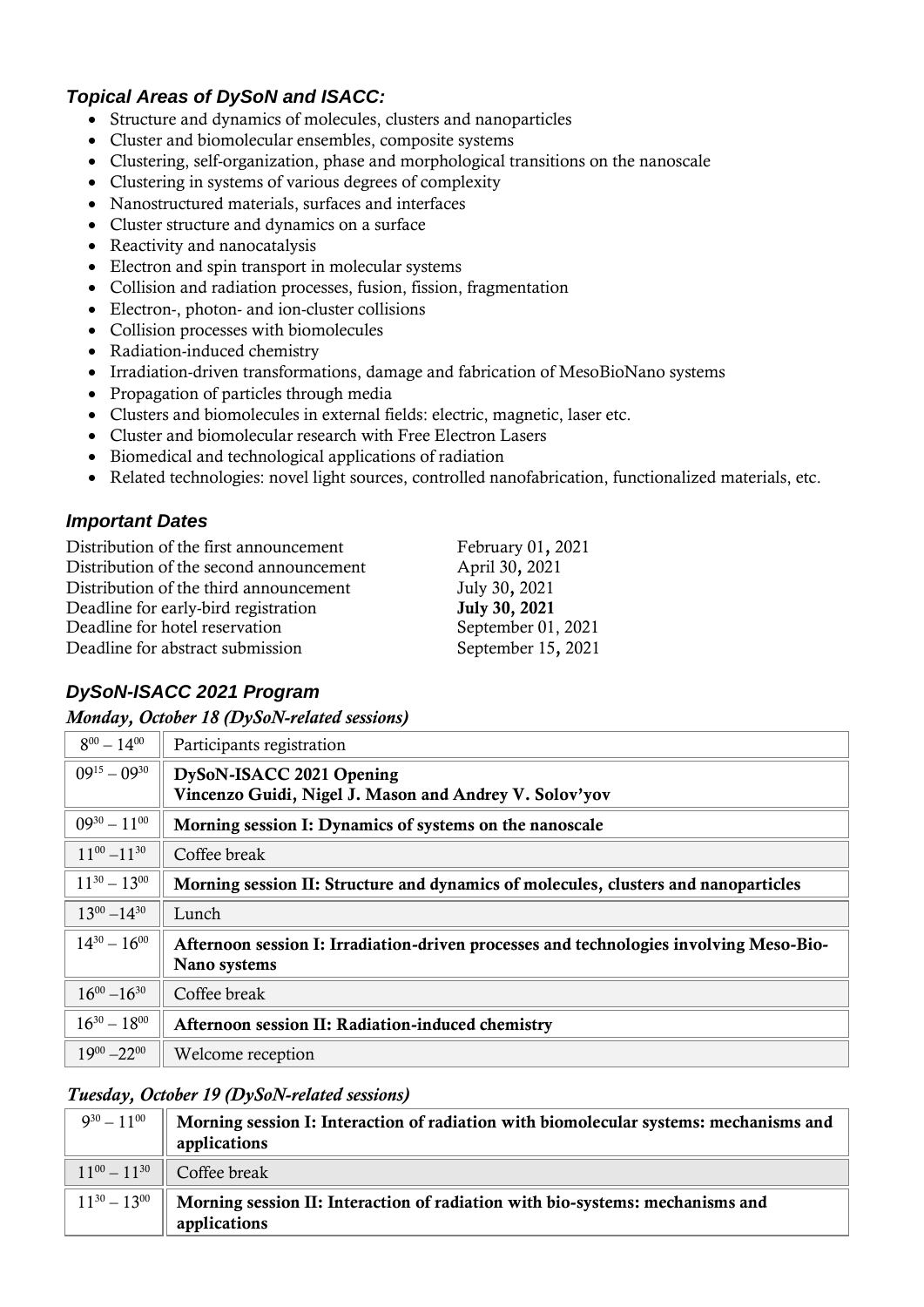### *Topical Areas of DySoN and ISACC:*

- Structure and dynamics of molecules, clusters and nanoparticles
- Cluster and biomolecular ensembles, composite systems
- Clustering, self-organization, phase and morphological transitions on the nanoscale
- Clustering in systems of various degrees of complexity
- Nanostructured materials, surfaces and interfaces
- Cluster structure and dynamics on a surface
- Reactivity and nanocatalysis
- Electron and spin transport in molecular systems
- Collision and radiation processes, fusion, fission, fragmentation
- Electron-, photon- and ion-cluster collisions
- Collision processes with biomolecules
- Radiation-induced chemistry
- Irradiation-driven transformations, damage and fabrication of MesoBioNano systems
- Propagation of particles through media
- Clusters and biomolecules in external fields: electric, magnetic, laser etc.
- Cluster and biomolecular research with Free Electron Lasers
- Biomedical and technological applications of radiation
- Related technologies: novel light sources, controlled nanofabrication, functionalized materials, etc.

### *Important Dates*

| | |
|---|---|
| Distribution of the first announcement | February 01, 2021 |
| Distribution of the second announcement | April 30, 2021 |
| Distribution of the third announcement | July 30, 2021 |
| Deadline for early-bird registration | **July 30, 2021** |
| Deadline for hotel reservation | September 01, 2021 |
| Deadline for abstract submission | September 15, 2021 |

### *DySoN-ISACC 2021 Program*

#### *Monday, October 18 (DySoN-related sessions)*

| | |
|---|---|
| $8^{00} – 14^{00}$ | Participants registration |
| $09^{15} – 09^{30}$ | **DySoN-ISACC 2021 Opening**<br>**Vincenzo Guidi, Nigel J. Mason and Andrey V. Solov'yov** |
| $09^{30} – 11^{00}$ | **Morning session I: Dynamics of systems on the nanoscale** |
| $11^{00} – 11^{30}$ | Coffee break |
| $11^{30} – 13^{00}$ | **Morning session II: Structure and dynamics of molecules, clusters and nanoparticles** |
| $13^{00} – 14^{30}$ | Lunch |
| $14^{30} – 16^{00}$ | **Afternoon session I: Irradiation-driven processes and technologies involving Meso-Bio-Nano systems** |
| $16^{00} – 16^{30}$ | Coffee break |
| $16^{30} – 18^{00}$ | **Afternoon session II: Radiation-induced chemistry** |
| $19^{00} – 22^{00}$ | Welcome reception |

#### *Tuesday, October 19 (DySoN-related sessions)*

| | |
|---|---|
| $9^{30} – 11^{00}$ | **Morning session I: Interaction of radiation with biomolecular systems: mechanisms and applications** |
| $11^{00} – 11^{30}$ | Coffee break |
| $11^{30} – 13^{00}$ | **Morning session II: Interaction of radiation with bio-systems: mechanisms and applications** |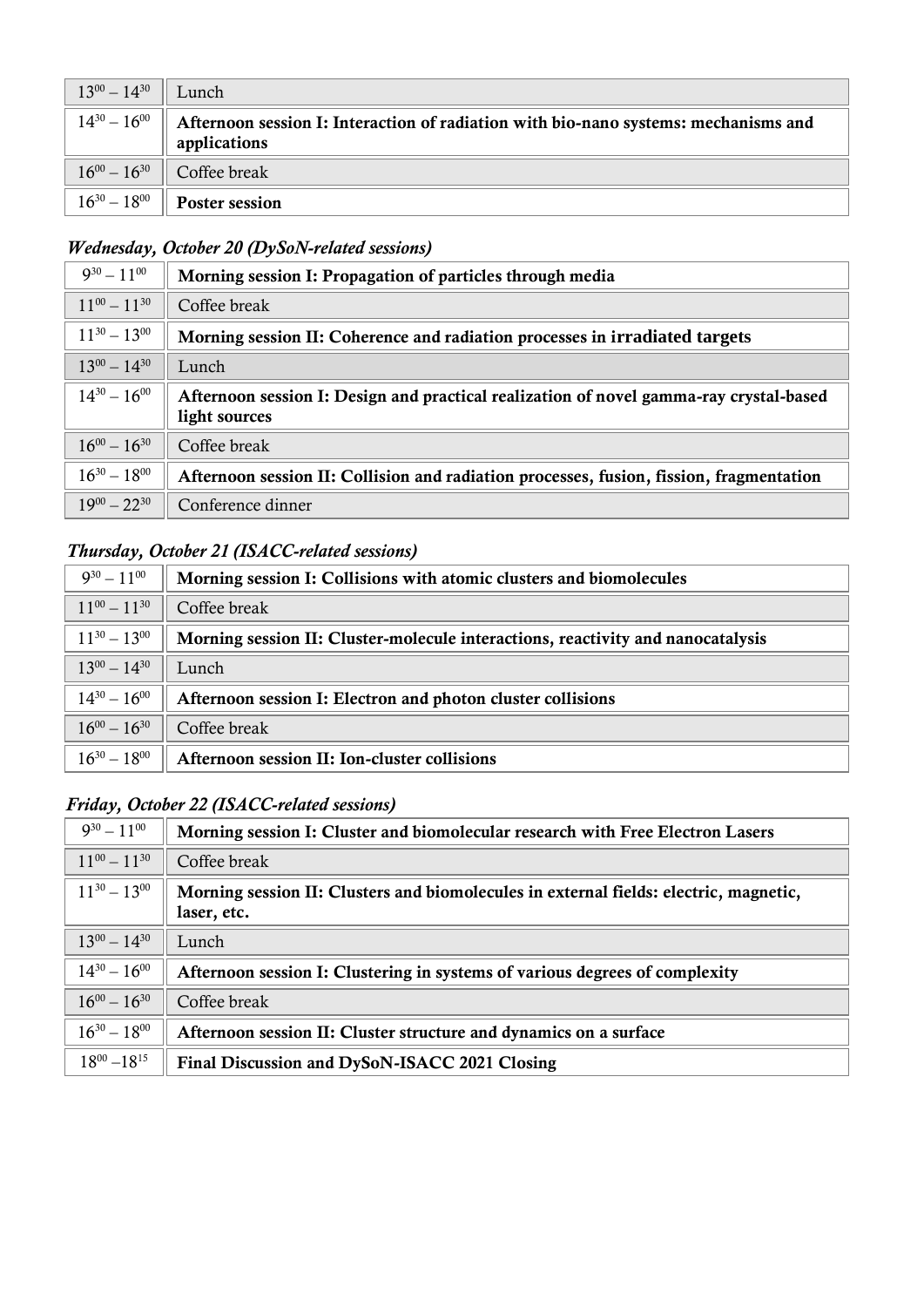| | |
|---|---|
| $13^{00} – 14^{30}$ | Lunch |
| $14^{30} – 16^{00}$ | **Afternoon session I: Interaction of radiation with bio-nano systems: mechanisms and applications** |
| $16^{00} – 16^{30}$ | Coffee break |
| $16^{30} – 18^{00}$ | **Poster session** |

### *Wednesday, October 20 (DySoN-related sessions)*

| | |
|---|---|
| $9^{30} – 11^{00}$ | **Morning session I: Propagation of particles through media** |
| $11^{00} – 11^{30}$ | Coffee break |
| $11^{30} – 13^{00}$ | **Morning session II: Coherence and radiation processes in irradiated targets** |
| $13^{00} – 14^{30}$ | Lunch |
| $14^{30} – 16^{00}$ | **Afternoon session I: Design and practical realization of novel gamma-ray crystal-based light sources** |
| $16^{00} – 16^{30}$ | Coffee break |
| $16^{30} – 18^{00}$ | **Afternoon session II: Collision and radiation processes, fusion, fission, fragmentation** |
| $19^{00} – 22^{30}$ | Conference dinner |

### *Thursday, October 21 (ISACC-related sessions)*

| | |
|---|---|
| $9^{30} – 11^{00}$ | **Morning session I: Collisions with atomic clusters and biomolecules** |
| $11^{00} – 11^{30}$ | Coffee break |
| $11^{30} – 13^{00}$ | **Morning session II: Cluster-molecule interactions, reactivity and nanocatalysis** |
| $13^{00} – 14^{30}$ | Lunch |
| $14^{30} – 16^{00}$ | **Afternoon session I: Electron and photon cluster collisions** |
| $16^{00} – 16^{30}$ | Coffee break |
| $16^{30} – 18^{00}$ | **Afternoon session II: Ion-cluster collisions** |

### *Friday, October 22 (ISACC-related sessions)*

| | |
|---|---|
| $9^{30} – 11^{00}$ | **Morning session I: Cluster and biomolecular research with Free Electron Lasers** |
| $11^{00} – 11^{30}$ | Coffee break |
| $11^{30} – 13^{00}$ | **Morning session II: Clusters and biomolecules in external fields: electric, magnetic, laser, etc.** |
| $13^{00} – 14^{30}$ | Lunch |
| $14^{30} – 16^{00}$ | **Afternoon session I: Clustering in systems of various degrees of complexity** |
| $16^{00} – 16^{30}$ | Coffee break |
| $16^{30} – 18^{00}$ | **Afternoon session II: Cluster structure and dynamics on a surface** |
| $18^{00} – 18^{15}$ | **Final Discussion and DySoN-ISACC 2021 Closing** |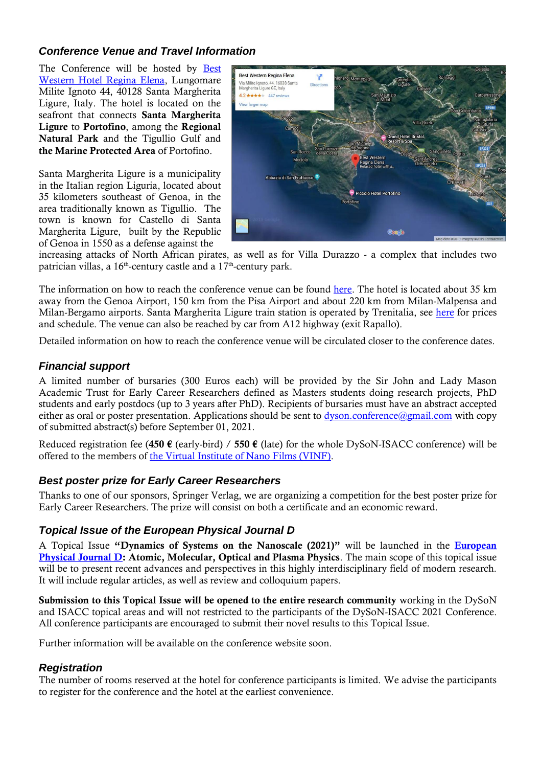### *Conference Venue and Travel Information*

The Conference will be hosted by Best Western Hotel Regina Elena, Lungomare Milite Ignoto 44, 40128 Santa Margherita Ligure, Italy. The hotel is located on the seafront that connects **Santa Margherita Ligure** to **Portofino**, among the **Regional Natural Park** and the Tigullio Gulf and **the Marine Protected Area** of Portofino.

Santa Margherita Ligure is a municipality in the Italian region Liguria, located about 35 kilometers southeast of Genoa, in the area traditionally known as Tigullio. The town is known for Castello di Santa Margherita Ligure, built by the Republic of Genoa in 1550 as a defense against the increasing attacks of North African pirates, as well as for Villa Durazzo - a complex that includes two patrician villas, a 16th-century castle and a 17th-century park.

The information on how to reach the conference venue can be found here. The hotel is located about 35 km away from the Genoa Airport, 150 km from the Pisa Airport and about 220 km from Milan-Malpensa and Milan-Bergamo airports. Santa Margherita Ligure train station is operated by Trenitalia, see here for prices and schedule. The venue can also be reached by car from A12 highway (exit Rapallo).

Detailed information on how to reach the conference venue will be circulated closer to the conference dates.

### *Financial support*

A limited number of bursaries (300 Euros each) will be provided by the Sir John and Lady Mason Academic Trust for Early Career Researchers defined as Masters students doing research projects, PhD students and early postdocs (up to 3 years after PhD). Recipients of bursaries must have an abstract accepted either as oral or poster presentation. Applications should be sent to dyson.conference@gmail.com with copy of submitted abstract(s) before September 01, 2021.

Reduced registration fee (**450 €** (early-bird) / **550 €** (late) for the whole DySoN-ISACC conference) will be offered to the members of the Virtual Institute of Nano Films (VINF).

### *Best poster prize for Early Career Researchers*

Thanks to one of our sponsors, Springer Verlag, we are organizing a competition for the best poster prize for Early Career Researchers. The prize will consist on both a certificate and an economic reward.

### *Topical Issue of the European Physical Journal D*

A Topical Issue **"Dynamics of Systems on the Nanoscale (2021)"** will be launched in the **European Physical Journal D: Atomic, Molecular, Optical and Plasma Physics**. The main scope of this topical issue will be to present recent advances and perspectives in this highly interdisciplinary field of modern research. It will include regular articles, as well as review and colloquium papers.

**Submission to this Topical Issue will be opened to the entire research community** working in the DySoN and ISACC topical areas and will not restricted to the participants of the DySoN-ISACC 2021 Conference. All conference participants are encouraged to submit their novel results to this Topical Issue.

Further information will be available on the conference website soon.

### *Registration*

The number of rooms reserved at the hotel for conference participants is limited. We advise the participants to register for the conference and the hotel at the earliest convenience.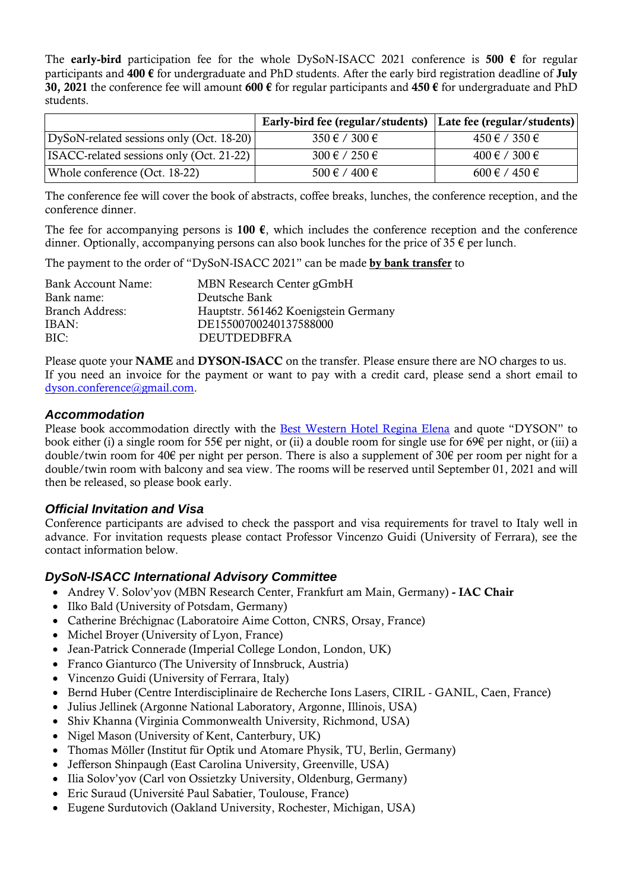The **early-bird** participation fee for the whole DySoN-ISACC 2021 conference is **500 €** for regular participants and **400 €** for undergraduate and PhD students. After the early bird registration deadline of **July 30, 2021** the conference fee will amount **600 €** for regular participants and **450 €** for undergraduate and PhD students.

| | Early-bird fee (regular/students) | Late fee (regular/students) |
|---|---|---|
| DySoN-related sessions only (Oct. 18-20) | 350 € / 300 € | 450 € / 350 € |
| ISACC-related sessions only (Oct. 21-22) | 300 € / 250 € | 400 € / 300 € |
| Whole conference (Oct. 18-22) | 500 € / 400 € | 600 € / 450 € |

The conference fee will cover the book of abstracts, coffee breaks, lunches, the conference reception, and the conference dinner.

The fee for accompanying persons is **100 €**, which includes the conference reception and the conference dinner. Optionally, accompanying persons can also book lunches for the price of 35 € per lunch.

The payment to the order of "DySoN-ISACC 2021" can be made **by bank transfer** to

| | |
|---|---|
| Bank Account Name: | MBN Research Center gGmbH |
| Bank name: | Deutsche Bank |
| Branch Address: | Hauptstr. 561462 Koenigstein Germany |
| IBAN: | DE15500700240137588000 |
| BIC: | DEUTDEDBFRA |

Please quote your **NAME** and **DYSON-ISACC** on the transfer. Please ensure there are NO charges to us.
If you need an invoice for the payment or want to pay with a credit card, please send a short email to dyson.conference@gmail.com.

### *Accommodation*

Please book accommodation directly with the Best Western Hotel Regina Elena and quote "DYSON" to book either (i) a single room for 55€ per night, or (ii) a double room for single use for 69€ per night, or (iii) a double/twin room for 40€ per night per person. There is also a supplement of 30€ per room per night for a double/twin room with balcony and sea view. The rooms will be reserved until September 01, 2021 and will then be released, so please book early.

### *Official Invitation and Visa*

Conference participants are advised to check the passport and visa requirements for travel to Italy well in advance. For invitation requests please contact Professor Vincenzo Guidi (University of Ferrara), see the contact information below.

### *DySoN-ISACC International Advisory Committee*

- Andrey V. Solov'yov (MBN Research Center, Frankfurt am Main, Germany) **- IAC Chair**
- Ilko Bald (University of Potsdam, Germany)
- Catherine Bréchignac (Laboratoire Aime Cotton, CNRS, Orsay, France)
- Michel Broyer (University of Lyon, France)
- Jean-Patrick Connerade (Imperial College London, London, UK)
- Franco Gianturco (The University of Innsbruck, Austria)
- Vincenzo Guidi (University of Ferrara, Italy)
- Bernd Huber (Centre Interdisciplinaire de Recherche Ions Lasers, CIRIL - GANIL, Caen, France)
- Julius Jellinek (Argonne National Laboratory, Argonne, Illinois, USA)
- Shiv Khanna (Virginia Commonwealth University, Richmond, USA)
- Nigel Mason (University of Kent, Canterbury, UK)
- Thomas Möller (Institut für Optik und Atomare Physik, TU, Berlin, Germany)
- Jefferson Shinpaugh (East Carolina University, Greenville, USA)
- Ilia Solov'yov (Carl von Ossietzky University, Oldenburg, Germany)
- Eric Suraud (Université Paul Sabatier, Toulouse, France)
- Eugene Surdutovich (Oakland University, Rochester, Michigan, USA)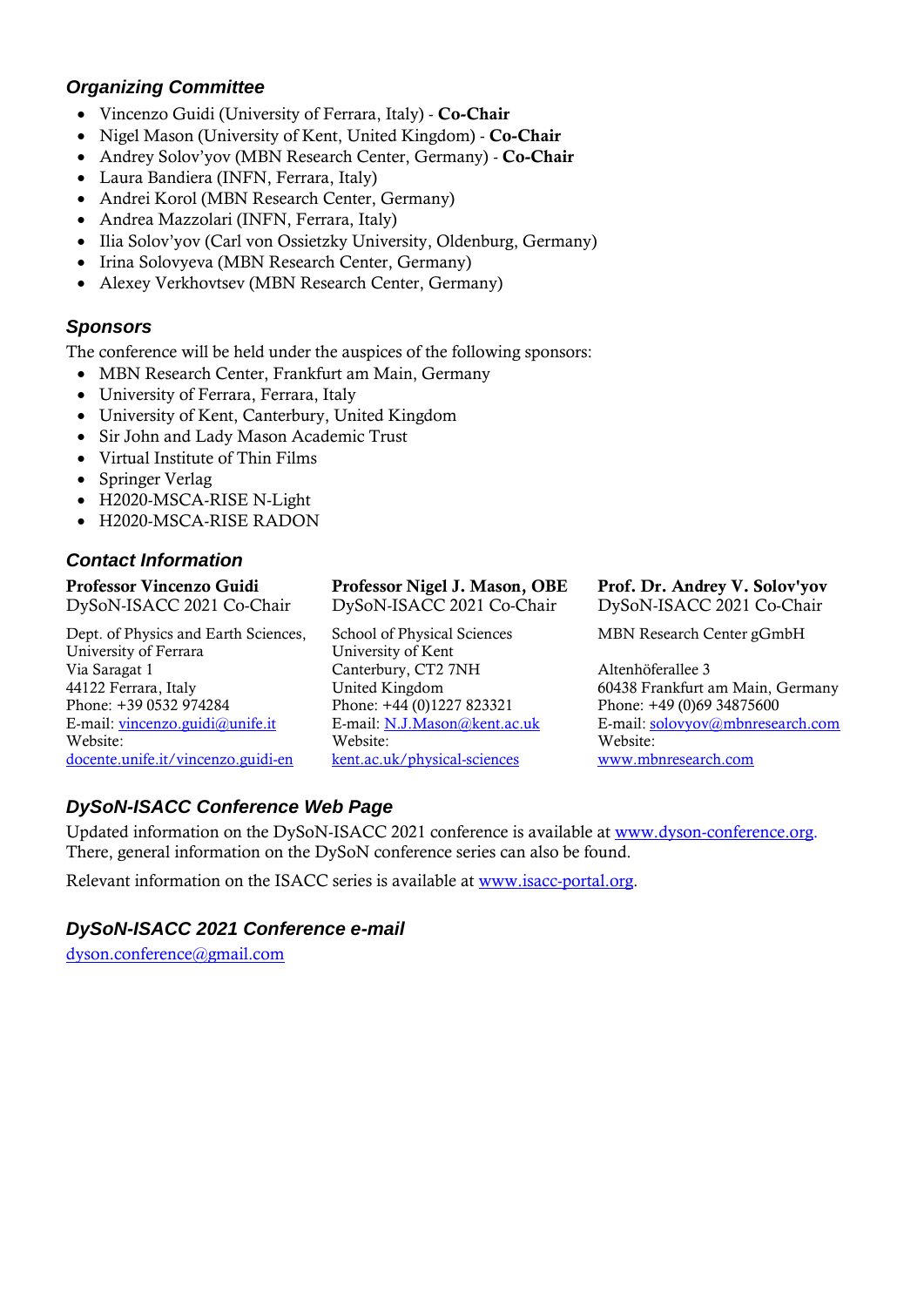### *Organizing Committee*

- Vincenzo Guidi (University of Ferrara, Italy) - **Co-Chair**
- Nigel Mason (University of Kent, United Kingdom) - **Co-Chair**
- Andrey Solov'yov (MBN Research Center, Germany) - **Co-Chair**
- Laura Bandiera (INFN, Ferrara, Italy)
- Andrei Korol (MBN Research Center, Germany)
- Andrea Mazzolari (INFN, Ferrara, Italy)
- Ilia Solov'yov (Carl von Ossietzky University, Oldenburg, Germany)
- Irina Solovyeva (MBN Research Center, Germany)
- Alexey Verkhovtsev (MBN Research Center, Germany)

### *Sponsors*

The conference will be held under the auspices of the following sponsors:

- MBN Research Center, Frankfurt am Main, Germany
- University of Ferrara, Ferrara, Italy
- University of Kent, Canterbury, United Kingdom
- Sir John and Lady Mason Academic Trust
- Virtual Institute of Thin Films
- Springer Verlag
- H2020-MSCA-RISE N-Light
- H2020-MSCA-RISE RADON

### *Contact Information*

**Professor Vincenzo Guidi**
DySoN-ISACC 2021 Co-Chair

Dept. of Physics and Earth Sciences,
University of Ferrara
Via Saragat 1
44122 Ferrara, Italy
Phone: +39 0532 974284
E-mail: vincenzo.guidi@unife.it
Website:
docente.unife.it/vincenzo.guidi-en

**Professor Nigel J. Mason, OBE**
DySoN-ISACC 2021 Co-Chair

School of Physical Sciences
University of Kent
Canterbury, CT2 7NH
United Kingdom
Phone: +44 (0)1227 823321
E-mail: N.J.Mason@kent.ac.uk
Website:
kent.ac.uk/physical-sciences

**Prof. Dr. Andrey V. Solov'yov**
DySoN-ISACC 2021 Co-Chair

MBN Research Center gGmbH

Altenhöferallee 3
60438 Frankfurt am Main, Germany
Phone: +49 (0)69 34875600
E-mail: solovyov@mbnresearch.com
Website:
www.mbnresearch.com

### *DySoN-ISACC Conference Web Page*

Updated information on the DySoN-ISACC 2021 conference is available at www.dyson-conference.org. There, general information on the DySoN conference series can also be found.

Relevant information on the ISACC series is available at www.isacc-portal.org.

### *DySoN-ISACC 2021 Conference e-mail*

dyson.conference@gmail.com